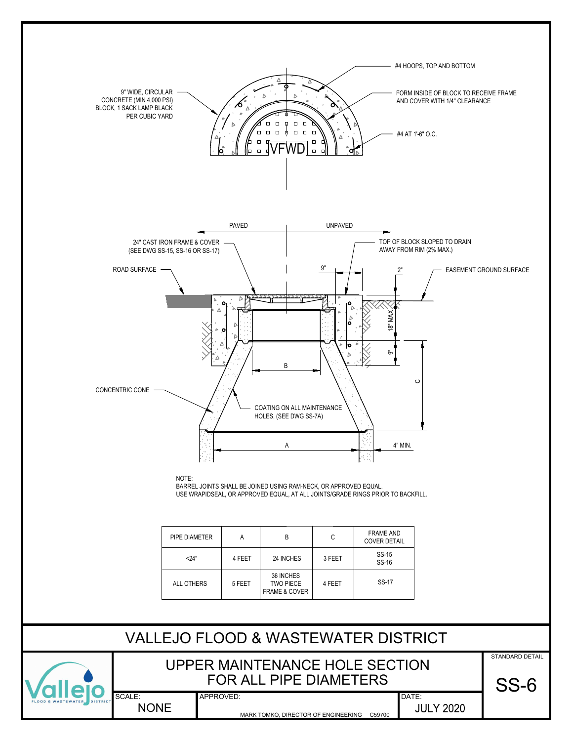#4 HOOPS, TOP AND BOTTOM

9" WIDE, CIRCULAR CONCRETE (MIN 4,000 PSI) BLOCK, 1 SACK LAMP BLACK PER CUBIC YARD

FORM INSIDE OF BLOCK TO RECEIVE FRAME AND COVER WITH 1/4" CLEARANCE

#4 AT 1'-6" O.C.

VFWD

PAVED

UNPAVED

24" CAST IRON FRAME & COVER (SEE DWG SS-15, SS-16 OR SS-17)

TOP OF BLOCK SLOPED TO DRAIN AWAY FROM RIM (2% MAX.)

ROAD SURFACE

9"

2"

EASEMENT GROUND SURFACE

18" MAX

9"

B

C

CONCENTRIC CONE

COATING ON ALL MAINTENANCE HOLES, (SEE DWG SS-7A)

A

4" MIN.

NOTE:
BARREL JOINTS SHALL BE JOINED USING RAM-NECK, OR APPROVED EQUAL.
USE WRAPIDSEAL, OR APPROVED EQUAL, AT ALL JOINTS/GRADE RINGS PRIOR TO BACKFILL.

| PIPE DIAMETER | A | B | C | FRAME AND COVER DETAIL |
|---|---|---|---|---|
| <24" | 4 FEET | 24 INCHES | 3 FEET | SS-15<br>SS-16 |
| ALL OTHERS | 5 FEET | 36 INCHES<br>TWO PIECE<br>FRAME & COVER | 4 FEET | SS-17 |

# VALLEJO FLOOD & WASTEWATER DISTRICT

## UPPER MAINTENANCE HOLE SECTION FOR ALL PIPE DIAMETERS

STANDARD DETAIL **SS-6**

SCALE: NONE

APPROVED: MARK TOMKO, DIRECTOR OF ENGINEERING C59700

DATE: JULY 2020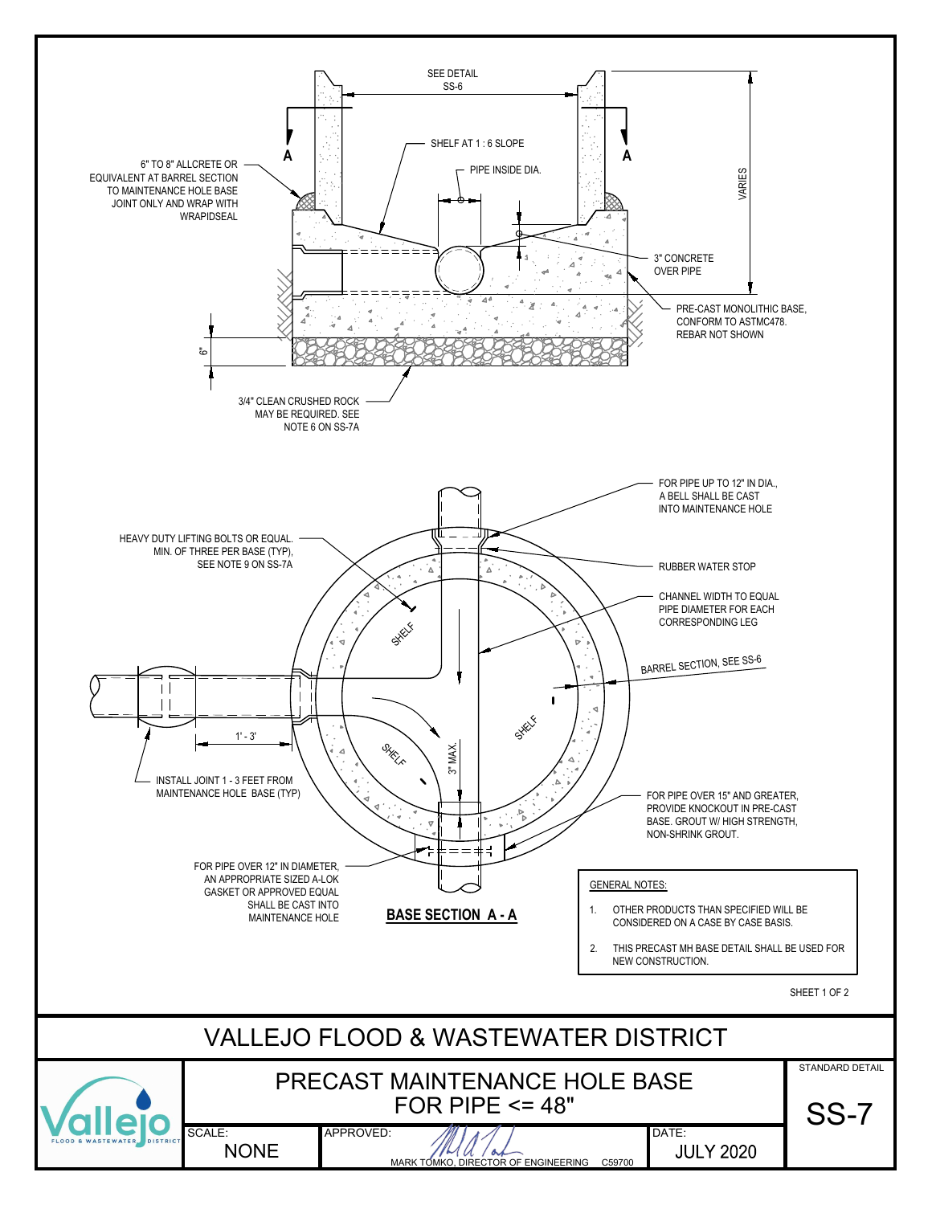SEE DETAIL SS-6

SHELF AT 1 : 6 SLOPE

PIPE INSIDE DIA.

A

A

VARIES

6" TO 8" ALLCRETE OR EQUIVALENT AT BARREL SECTION TO MAINTENANCE HOLE BASE JOINT ONLY AND WRAP WITH WRAPIDSEAL

3" CONCRETE OVER PIPE

PRE-CAST MONOLITHIC BASE, CONFORM TO ASTMC478. REBAR NOT SHOWN

6"

3/4" CLEAN CRUSHED ROCK MAY BE REQUIRED. SEE NOTE 6 ON SS-7A

FOR PIPE UP TO 12" IN DIA., A BELL SHALL BE CAST INTO MAINTENANCE HOLE

HEAVY DUTY LIFTING BOLTS OR EQUAL. MIN. OF THREE PER BASE (TYP), SEE NOTE 9 ON SS-7A

RUBBER WATER STOP

CHANNEL WIDTH TO EQUAL PIPE DIAMETER FOR EACH CORRESPONDING LEG

SHELF

BARREL SECTION, SEE SS-6

SHELF

SHELF

1' - 3'

3" MAX.

INSTALL JOINT 1 - 3 FEET FROM MAINTENANCE HOLE BASE (TYP)

FOR PIPE OVER 15" AND GREATER, PROVIDE KNOCKOUT IN PRE-CAST BASE. GROUT W/ HIGH STRENGTH, NON-SHRINK GROUT.

FOR PIPE OVER 12" IN DIAMETER, AN APPROPRIATE SIZED A-LOK GASKET OR APPROVED EQUAL SHALL BE CAST INTO MAINTENANCE HOLE

**BASE SECTION A - A**

GENERAL NOTES:

1. OTHER PRODUCTS THAN SPECIFIED WILL BE CONSIDERED ON A CASE BY CASE BASIS.
2. THIS PRECAST MH BASE DETAIL SHALL BE USED FOR NEW CONSTRUCTION.

SHEET 1 OF 2

# VALLEJO FLOOD & WASTEWATER DISTRICT

## PRECAST MAINTENANCE HOLE BASE FOR PIPE <= 48"

| | | | |
|---|---|---|---|
| SCALE: NONE | APPROVED: MARK TOMKO, DIRECTOR OF ENGINEERING C59700 | DATE: JULY 2020 | STANDARD DETAIL SS-7 |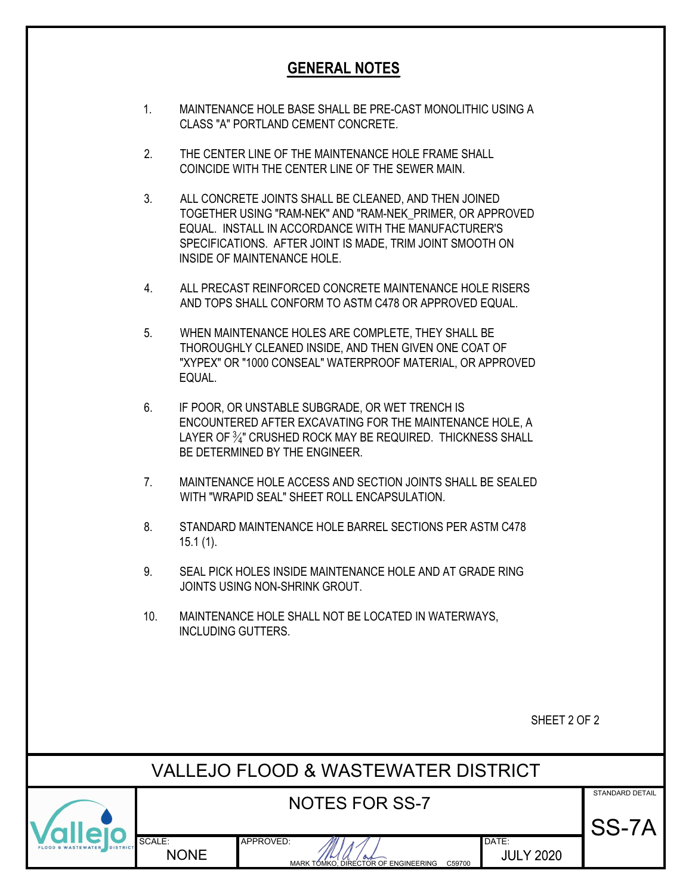## GENERAL NOTES

1. MAINTENANCE HOLE BASE SHALL BE PRE-CAST MONOLITHIC USING A CLASS "A" PORTLAND CEMENT CONCRETE.

2. THE CENTER LINE OF THE MAINTENANCE HOLE FRAME SHALL COINCIDE WITH THE CENTER LINE OF THE SEWER MAIN.

3. ALL CONCRETE JOINTS SHALL BE CLEANED, AND THEN JOINED TOGETHER USING "RAM-NEK" AND "RAM-NEK_PRIMER, OR APPROVED EQUAL. INSTALL IN ACCORDANCE WITH THE MANUFACTURER'S SPECIFICATIONS. AFTER JOINT IS MADE, TRIM JOINT SMOOTH ON INSIDE OF MAINTENANCE HOLE.

4. ALL PRECAST REINFORCED CONCRETE MAINTENANCE HOLE RISERS AND TOPS SHALL CONFORM TO ASTM C478 OR APPROVED EQUAL.

5. WHEN MAINTENANCE HOLES ARE COMPLETE, THEY SHALL BE THOROUGHLY CLEANED INSIDE, AND THEN GIVEN ONE COAT OF "XYPEX" OR "1000 CONSEAL" WATERPROOF MATERIAL, OR APPROVED EQUAL.

6. IF POOR, OR UNSTABLE SUBGRADE, OR WET TRENCH IS ENCOUNTERED AFTER EXCAVATING FOR THE MAINTENANCE HOLE, A LAYER OF ¾" CRUSHED ROCK MAY BE REQUIRED. THICKNESS SHALL BE DETERMINED BY THE ENGINEER.

7. MAINTENANCE HOLE ACCESS AND SECTION JOINTS SHALL BE SEALED WITH "WRAPID SEAL" SHEET ROLL ENCAPSULATION.

8. STANDARD MAINTENANCE HOLE BARREL SECTIONS PER ASTM C478 15.1 (1).

9. SEAL PICK HOLES INSIDE MAINTENANCE HOLE AND AT GRADE RING JOINTS USING NON-SHRINK GROUT.

10. MAINTENANCE HOLE SHALL NOT BE LOCATED IN WATERWAYS, INCLUDING GUTTERS.

SHEET 2 OF 2

VALLEJO FLOOD & WASTEWATER DISTRICT

NOTES FOR SS-7

STANDARD DETAIL SS-7A

SCALE: NONE

APPROVED: MARK TOMKO, DIRECTOR OF ENGINEERING C59700

DATE: JULY 2020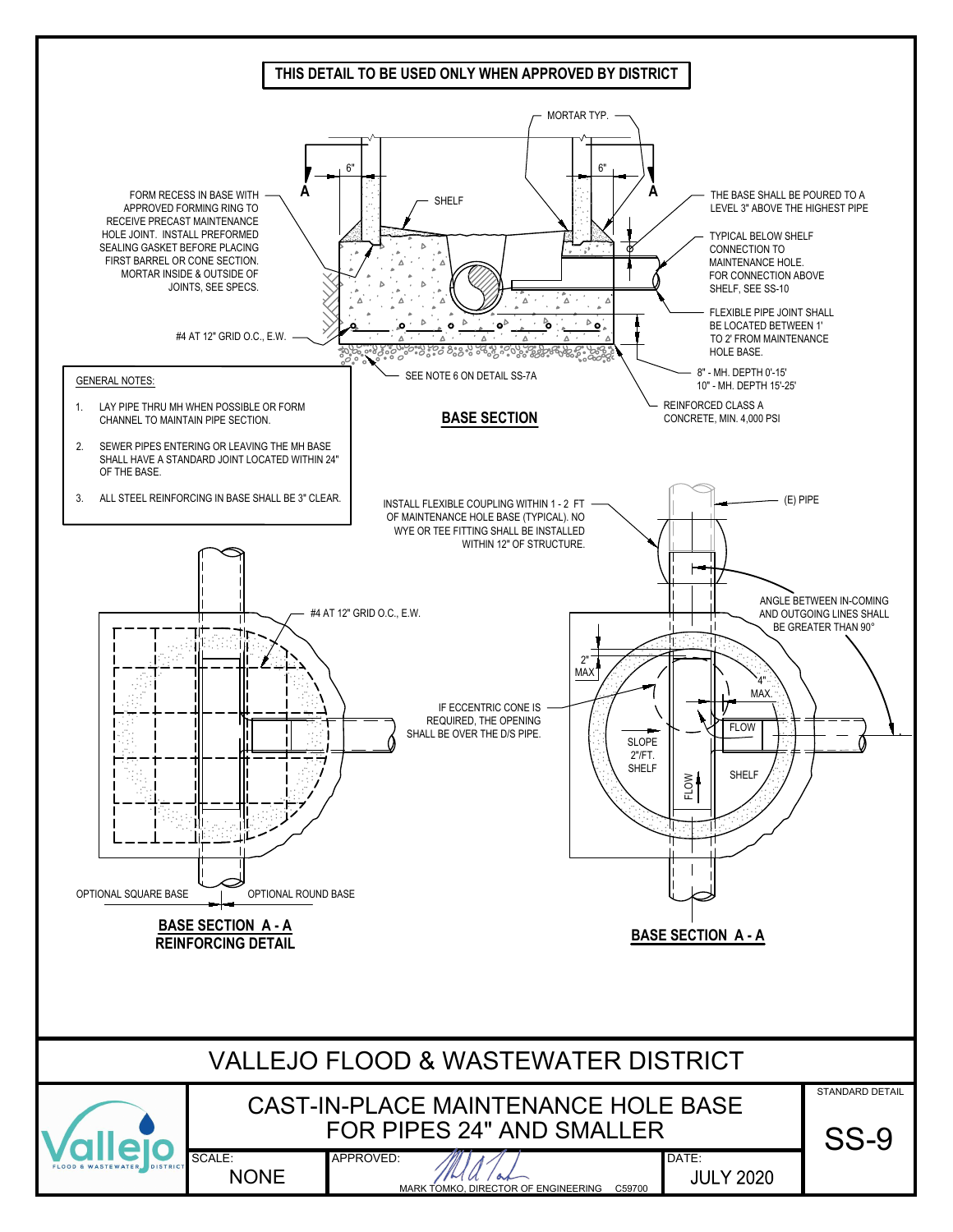**THIS DETAIL TO BE USED ONLY WHEN APPROVED BY DISTRICT**

MORTAR TYP.

6"

6"

A

A

FORM RECESS IN BASE WITH APPROVED FORMING RING TO RECEIVE PRECAST MAINTENANCE HOLE JOINT. INSTALL PREFORMED SEALING GASKET BEFORE PLACING FIRST BARREL OR CONE SECTION. MORTAR INSIDE & OUTSIDE OF JOINTS, SEE SPECS.

SHELF

THE BASE SHALL BE POURED TO A LEVEL 3" ABOVE THE HIGHEST PIPE

TYPICAL BELOW SHELF CONNECTION TO MAINTENANCE HOLE. FOR CONNECTION ABOVE SHELF, SEE SS-10

FLEXIBLE PIPE JOINT SHALL BE LOCATED BETWEEN 1' TO 2' FROM MAINTENANCE HOLE BASE.

#4 AT 12" GRID O.C., E.W.

SEE NOTE 6 ON DETAIL SS-7A

8" - MH. DEPTH 0'-15'
10" - MH. DEPTH 15'-25'

REINFORCED CLASS A CONCRETE, MIN. 4,000 PSI

**BASE SECTION**

GENERAL NOTES:

1. LAY PIPE THRU MH WHEN POSSIBLE OR FORM CHANNEL TO MAINTAIN PIPE SECTION.
2. SEWER PIPES ENTERING OR LEAVING THE MH BASE SHALL HAVE A STANDARD JOINT LOCATED WITHIN 24" OF THE BASE.
3. ALL STEEL REINFORCING IN BASE SHALL BE 3" CLEAR.

INSTALL FLEXIBLE COUPLING WITHIN 1 - 2 FT OF MAINTENANCE HOLE BASE (TYPICAL). NO WYE OR TEE FITTING SHALL BE INSTALLED WITHIN 12" OF STRUCTURE.

(E) PIPE

#4 AT 12" GRID O.C., E.W.

ANGLE BETWEEN IN-COMING AND OUTGOING LINES SHALL BE GREATER THAN 90°

2" MAX

4" MAX.

IF ECCENTRIC CONE IS REQUIRED, THE OPENING SHALL BE OVER THE D/S PIPE.

FLOW

SLOPE 2"/FT. SHELF

SHELF

FLOW

OPTIONAL SQUARE BASE

OPTIONAL ROUND BASE

**BASE SECTION A - A**
**REINFORCING DETAIL**

**BASE SECTION A - A**

# VALLEJO FLOOD & WASTEWATER DISTRICT

## CAST-IN-PLACE MAINTENANCE HOLE BASE FOR PIPES 24" AND SMALLER

| | | | |
|---|---|---|---|
| SCALE: NONE | APPROVED: MARK TOMKO, DIRECTOR OF ENGINEERING C59700 | DATE: JULY 2020 | STANDARD DETAIL SS-9 |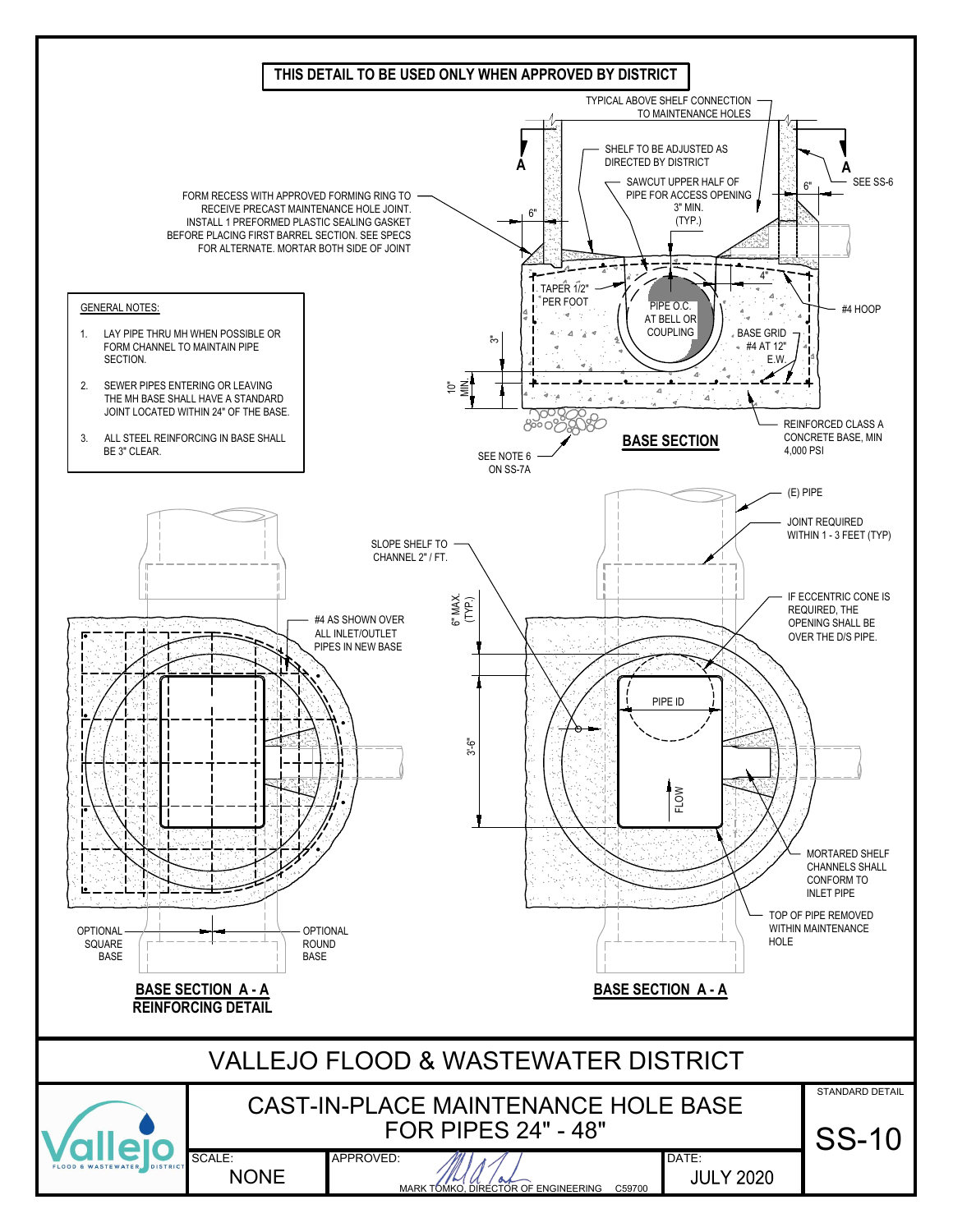**THIS DETAIL TO BE USED ONLY WHEN APPROVED BY DISTRICT**

TYPICAL ABOVE SHELF CONNECTION TO MAINTENANCE HOLES

A

A

SHELF TO BE ADJUSTED AS DIRECTED BY DISTRICT

SAWCUT UPPER HALF OF PIPE FOR ACCESS OPENING

3" MIN. (TYP.)

6"

SEE SS-6

FORM RECESS WITH APPROVED FORMING RING TO RECEIVE PRECAST MAINTENANCE HOLE JOINT. INSTALL 1 PREFORMED PLASTIC SEALING GASKET BEFORE PLACING FIRST BARREL SECTION. SEE SPECS FOR ALTERNATE. MORTAR BOTH SIDE OF JOINT

6"

4"

TAPER 1/2" PER FOOT

PIPE O.C. AT BELL OR COUPLING

#4 HOOP

BASE GRID #4 AT 12" E.W.

3"

10" MIN.

REINFORCED CLASS A CONCRETE BASE, MIN 4,000 PSI

SEE NOTE 6 ON SS-7A

**BASE SECTION**

GENERAL NOTES:

1. LAY PIPE THRU MH WHEN POSSIBLE OR FORM CHANNEL TO MAINTAIN PIPE SECTION.
2. SEWER PIPES ENTERING OR LEAVING THE MH BASE SHALL HAVE A STANDARD JOINT LOCATED WITHIN 24" OF THE BASE.
3. ALL STEEL REINFORCING IN BASE SHALL BE 3" CLEAR.

(E) PIPE

JOINT REQUIRED WITHIN 1 - 3 FEET (TYP)

SLOPE SHELF TO CHANNEL 2" / FT.

6" MAX. (TYP.)

IF ECCENTRIC CONE IS REQUIRED, THE OPENING SHALL BE OVER THE D/S PIPE.

#4 AS SHOWN OVER ALL INLET/OUTLET PIPES IN NEW BASE

PIPE ID

3'-6"

FLOW

MORTARED SHELF CHANNELS SHALL CONFORM TO INLET PIPE

TOP OF PIPE REMOVED WITHIN MAINTENANCE HOLE

OPTIONAL SQUARE BASE

OPTIONAL ROUND BASE

**BASE SECTION A - A**
**REINFORCING DETAIL**

**BASE SECTION A - A**

# VALLEJO FLOOD & WASTEWATER DISTRICT

## CAST-IN-PLACE MAINTENANCE HOLE BASE FOR PIPES 24" - 48"

Vallejo FLOOD & WASTEWATER DISTRICT

SCALE: NONE

APPROVED: MARK TOMKO, DIRECTOR OF ENGINEERING C59700

DATE: JULY 2020

STANDARD DETAIL SS-10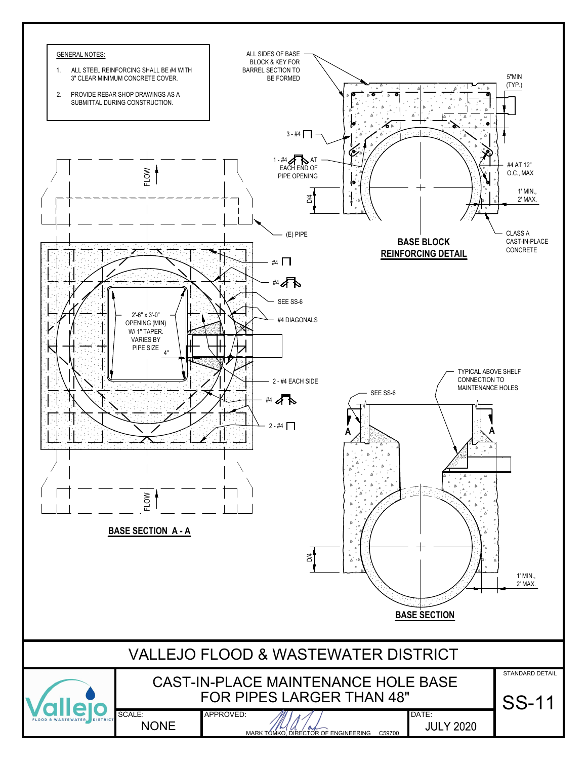GENERAL NOTES:

1. ALL STEEL REINFORCING SHALL BE #4 WITH 3" CLEAR MINIMUM CONCRETE COVER.
2. PROVIDE REBAR SHOP DRAWINGS AS A SUBMITTAL DURING CONSTRUCTION.

ALL SIDES OF BASE BLOCK & KEY FOR BARREL SECTION TO BE FORMED

5"MIN (TYP.)

3 - #4

1 - #4 AT EACH END OF PIPE OPENING

#4 AT 12" O.C., MAX

1' MIN., 2' MAX.

D/4

CLASS A CAST-IN-PLACE CONCRETE

**BASE BLOCK REINFORCING DETAIL**

FLOW

(E) PIPE

#4

#4

SEE SS-6

2'-6" x 3'-0" OPENING (MIN) W/ 1" TAPER. VARIES BY PIPE SIZE

4"

#4 DIAGONALS

2 - #4 EACH SIDE

#4

2 - #4

FLOW

**BASE SECTION A - A**

TYPICAL ABOVE SHELF CONNECTION TO MAINTENANCE HOLES

SEE SS-6

A

A

D/4

1' MIN., 2' MAX.

**BASE SECTION**

VALLEJO FLOOD & WASTEWATER DISTRICT

CAST-IN-PLACE MAINTENANCE HOLE BASE FOR PIPES LARGER THAN 48"

STANDARD DETAIL

SS-11

Vallejo FLOOD & WASTEWATER DISTRICT

SCALE: NONE

APPROVED: MARK TOMKO, DIRECTOR OF ENGINEERING C59700

DATE: JULY 2020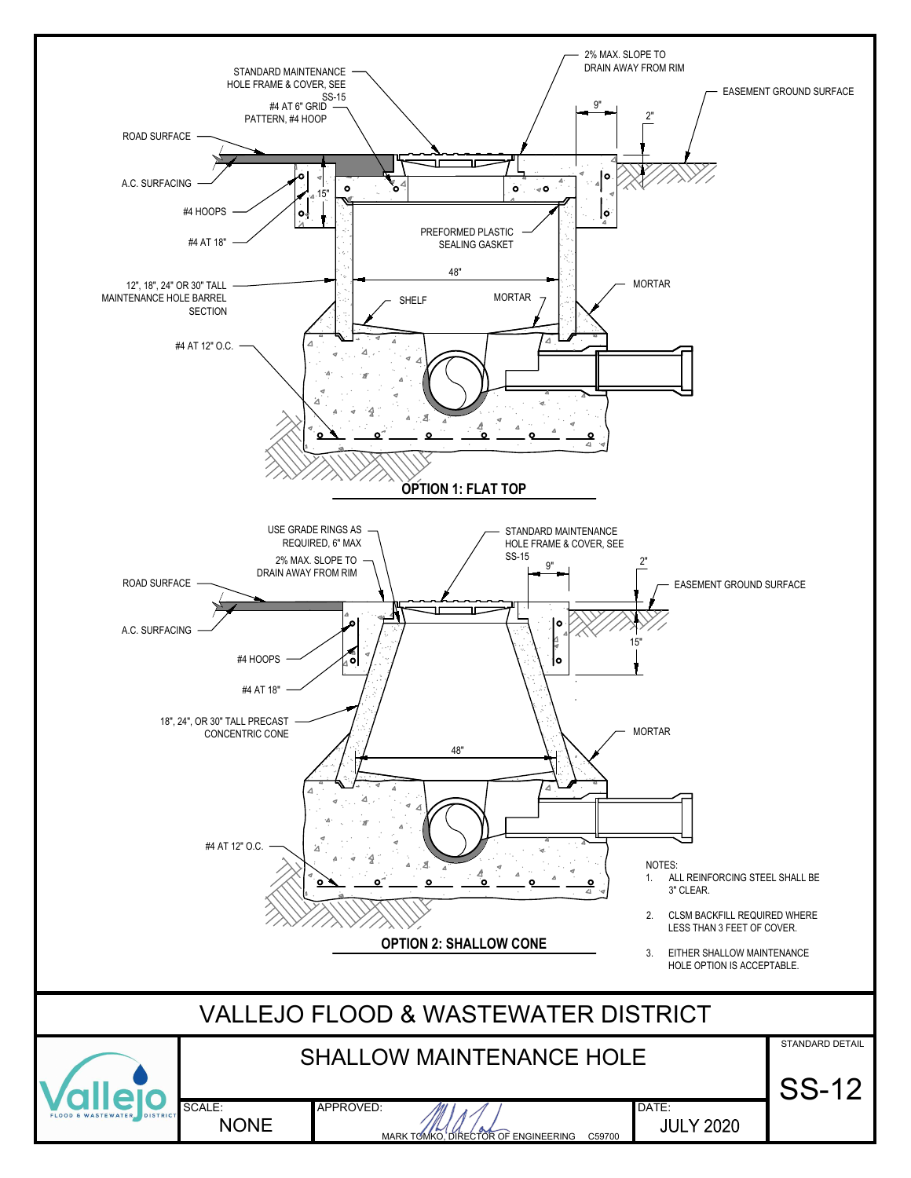STANDARD MAINTENANCE HOLE FRAME & COVER, SEE SS-15

#4 AT 6" GRID PATTERN, #4 HOOP

2% MAX. SLOPE TO DRAIN AWAY FROM RIM

EASEMENT GROUND SURFACE

9"

2"

ROAD SURFACE

A.C. SURFACING

15"

#4 HOOPS

#4 AT 18"

PREFORMED PLASTIC SEALING GASKET

48"

12", 18", 24" OR 30" TALL MAINTENANCE HOLE BARREL SECTION

SHELF

MORTAR

MORTAR

#4 AT 12" O.C.

**OPTION 1: FLAT TOP**

USE GRADE RINGS AS REQUIRED, 6" MAX

2% MAX. SLOPE TO DRAIN AWAY FROM RIM

STANDARD MAINTENANCE HOLE FRAME & COVER, SEE SS-15

9"

2"

ROAD SURFACE

EASEMENT GROUND SURFACE

A.C. SURFACING

15"

#4 HOOPS

#4 AT 18"

18", 24", OR 30" TALL PRECAST CONCENTRIC CONE

MORTAR

48"

#4 AT 12" O.C.

**OPTION 2: SHALLOW CONE**

NOTES:

1. ALL REINFORCING STEEL SHALL BE 3" CLEAR.
2. CLSM BACKFILL REQUIRED WHERE LESS THAN 3 FEET OF COVER.
3. EITHER SHALLOW MAINTENANCE HOLE OPTION IS ACCEPTABLE.

VALLEJO FLOOD & WASTEWATER DISTRICT

Vallejo FLOOD & WASTEWATER DISTRICT

SHALLOW MAINTENANCE HOLE

STANDARD DETAIL: SS-12

SCALE: NONE

APPROVED: MARK TOMKO, DIRECTOR OF ENGINEERING C59700

DATE: JULY 2020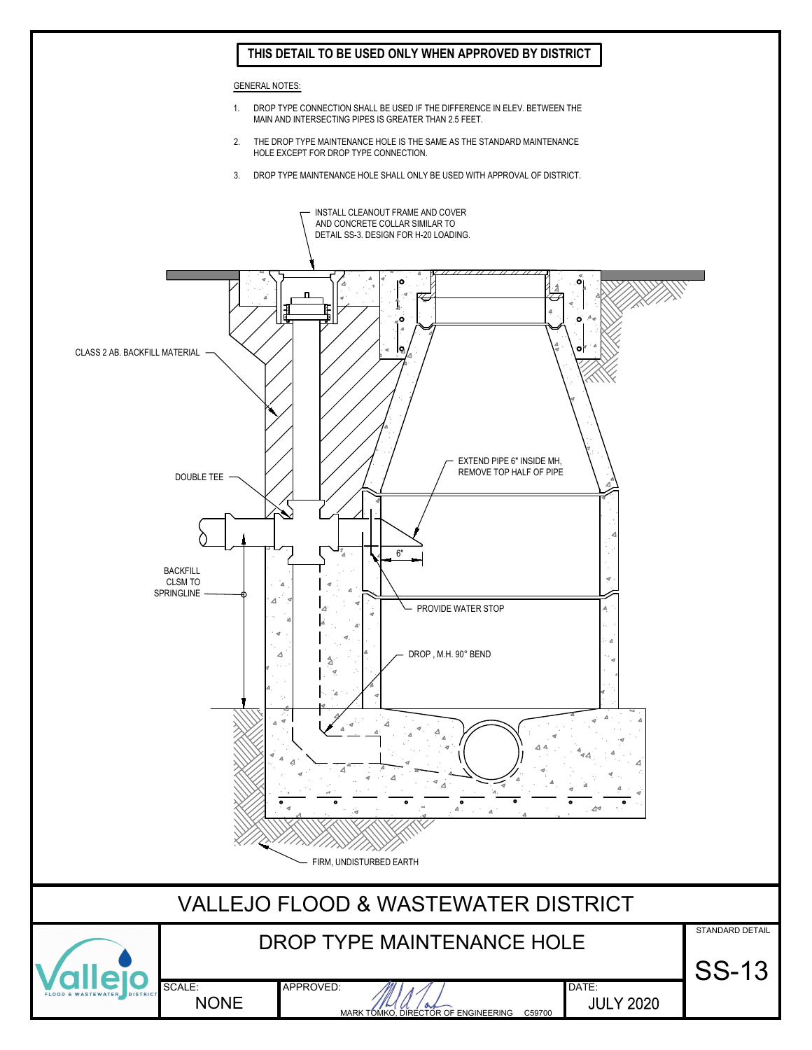**THIS DETAIL TO BE USED ONLY WHEN APPROVED BY DISTRICT**

GENERAL NOTES:

1. DROP TYPE CONNECTION SHALL BE USED IF THE DIFFERENCE IN ELEV. BETWEEN THE MAIN AND INTERSECTING PIPES IS GREATER THAN 2.5 FEET.
2. THE DROP TYPE MAINTENANCE HOLE IS THE SAME AS THE STANDARD MAINTENANCE HOLE EXCEPT FOR DROP TYPE CONNECTION.
3. DROP TYPE MAINTENANCE HOLE SHALL ONLY BE USED WITH APPROVAL OF DISTRICT.

INSTALL CLEANOUT FRAME AND COVER AND CONCRETE COLLAR SIMILAR TO DETAIL SS-3. DESIGN FOR H-20 LOADING.

CLASS 2 AB. BACKFILL MATERIAL

EXTEND PIPE 6" INSIDE MH, REMOVE TOP HALF OF PIPE

DOUBLE TEE

6"

BACKFILL CLSM TO SPRINGLINE

PROVIDE WATER STOP

DROP , M.H. 90° BEND

FIRM, UNDISTURBED EARTH

# VALLEJO FLOOD & WASTEWATER DISTRICT

## DROP TYPE MAINTENANCE HOLE

| SCALE: | APPROVED: | DATE: | STANDARD DETAIL |
|---|---|---|---|
| NONE | MARK TOMKO, DIRECTOR OF ENGINEERING C59700 | JULY 2020 | SS-13 |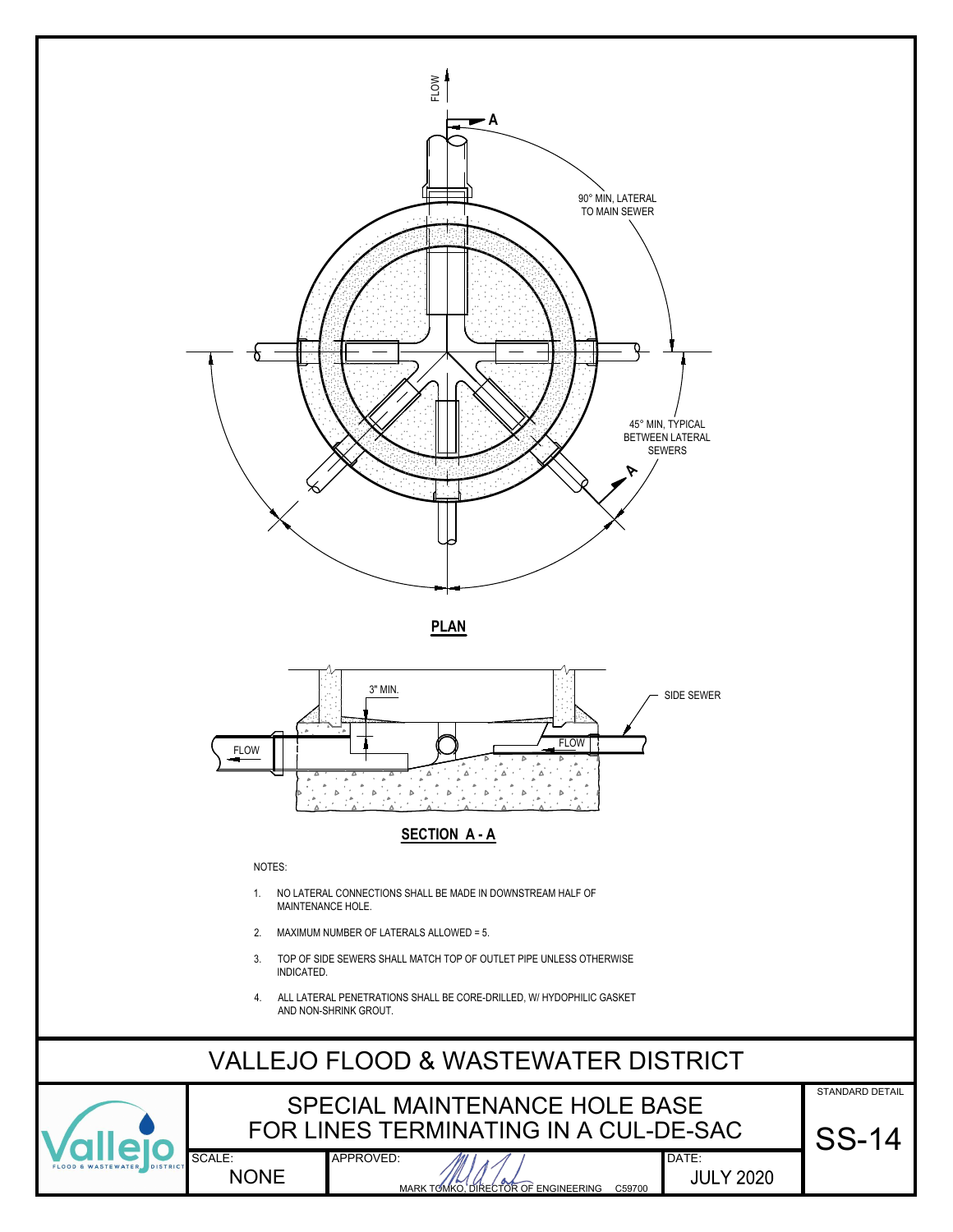FLOW

A

90° MIN, LATERAL TO MAIN SEWER

45° MIN, TYPICAL BETWEEN LATERAL SEWERS

A

**PLAN**

3" MIN.

SIDE SEWER

FLOW

FLOW

**SECTION A - A**

NOTES:

1. NO LATERAL CONNECTIONS SHALL BE MADE IN DOWNSTREAM HALF OF MAINTENANCE HOLE.
2. MAXIMUM NUMBER OF LATERALS ALLOWED = 5.
3. TOP OF SIDE SEWERS SHALL MATCH TOP OF OUTLET PIPE UNLESS OTHERWISE INDICATED.
4. ALL LATERAL PENETRATIONS SHALL BE CORE-DRILLED, W/ HYDOPHILIC GASKET AND NON-SHRINK GROUT.

# VALLEJO FLOOD & WASTEWATER DISTRICT

## SPECIAL MAINTENANCE HOLE BASE FOR LINES TERMINATING IN A CUL-DE-SAC

| | | | |
|---|---|---|---|
| SCALE: NONE | APPROVED: MARK TOMKO, DIRECTOR OF ENGINEERING C59700 | DATE: JULY 2020 | STANDARD DETAIL SS-14 |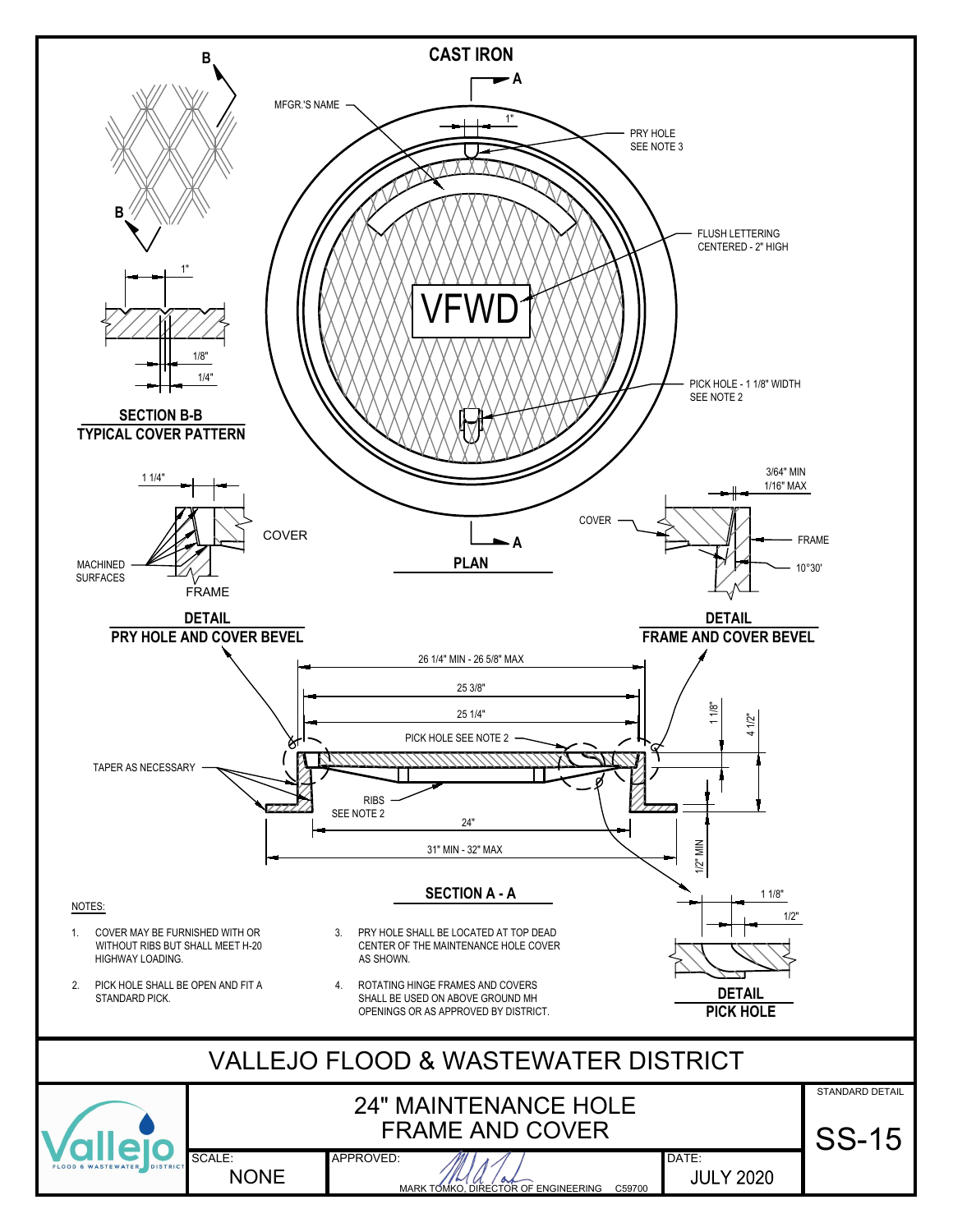CAST IRON

MFGR.'S NAME

1"

PRY HOLE
SEE NOTE 3

FLUSH LETTERING
CENTERED - 2" HIGH

VFWD

PICK HOLE - 1 1/8" WIDTH
SEE NOTE 2

B

B

1"

1/8"

1/4"

**SECTION B-B**
**TYPICAL COVER PATTERN**

1 1/4"

COVER

MACHINED
SURFACES

FRAME

**DETAIL**
**PRY HOLE AND COVER BEVEL**

A

A

**PLAN**

3/64" MIN
1/16" MAX

COVER

FRAME

10°30'

**DETAIL**
**FRAME AND COVER BEVEL**

26 1/4" MIN - 26 5/8" MAX

25 3/8"

25 1/4"

PICK HOLE SEE NOTE 2

TAPER AS NECESSARY

RIBS
SEE NOTE 2

24"

31" MIN - 32" MAX

1 1/8"

4 1/2"

1/2" MIN

**SECTION A - A**

1 1/8"

1/2"

**DETAIL**
**PICK HOLE**

NOTES:

1. COVER MAY BE FURNISHED WITH OR WITHOUT RIBS BUT SHALL MEET H-20 HIGHWAY LOADING.
2. PICK HOLE SHALL BE OPEN AND FIT A STANDARD PICK.
3. PRY HOLE SHALL BE LOCATED AT TOP DEAD CENTER OF THE MAINTENANCE HOLE COVER AS SHOWN.
4. ROTATING HINGE FRAMES AND COVERS SHALL BE USED ON ABOVE GROUND MH OPENINGS OR AS APPROVED BY DISTRICT.

VALLEJO FLOOD & WASTEWATER DISTRICT

Vallejo FLOOD & WASTEWATER DISTRICT

24" MAINTENANCE HOLE
FRAME AND COVER

STANDARD DETAIL
SS-15

SCALE: NONE

APPROVED: MARK TOMKO, DIRECTOR OF ENGINEERING C59700

DATE: JULY 2020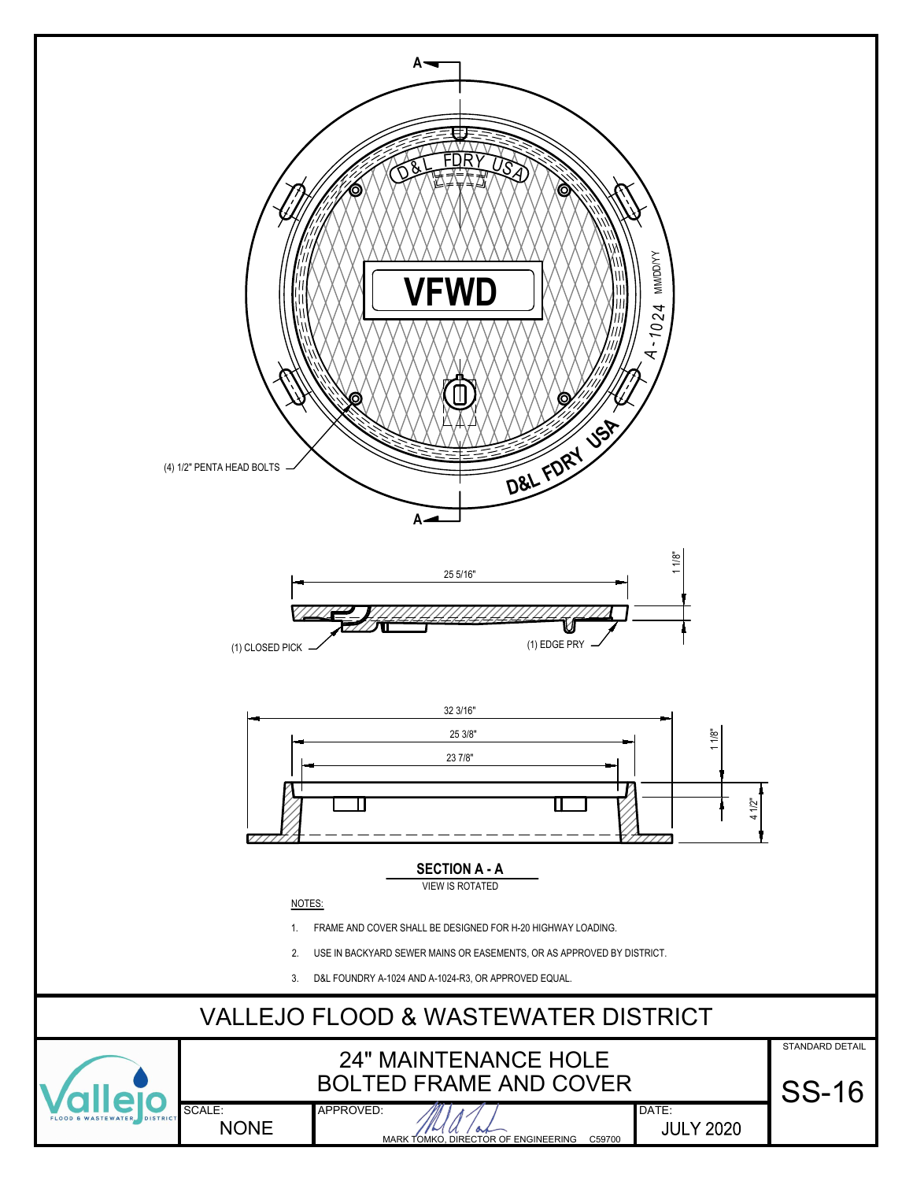A

D&L FDRY USA

VFWD

A-1024 MM/DD/YY

D&L FDRY USA

(4) 1/2" PENTA HEAD BOLTS

A

25 5/16"

1 1/8"

(1) CLOSED PICK

(1) EDGE PRY

32 3/16"

25 3/8"

23 7/8"

1 1/8"

4 1/2"

**SECTION A - A**

VIEW IS ROTATED

NOTES:

1. FRAME AND COVER SHALL BE DESIGNED FOR H-20 HIGHWAY LOADING.
2. USE IN BACKYARD SEWER MAINS OR EASEMENTS, OR AS APPROVED BY DISTRICT.
3. D&L FOUNDRY A-1024 AND A-1024-R3, OR APPROVED EQUAL.

# VALLEJO FLOOD & WASTEWATER DISTRICT

Vallejo FLOOD & WASTEWATER DISTRICT

## 24" MAINTENANCE HOLE BOLTED FRAME AND COVER

STANDARD DETAIL

SS-16

SCALE: NONE

APPROVED: MARK TOMKO, DIRECTOR OF ENGINEERING C59700

DATE: JULY 2020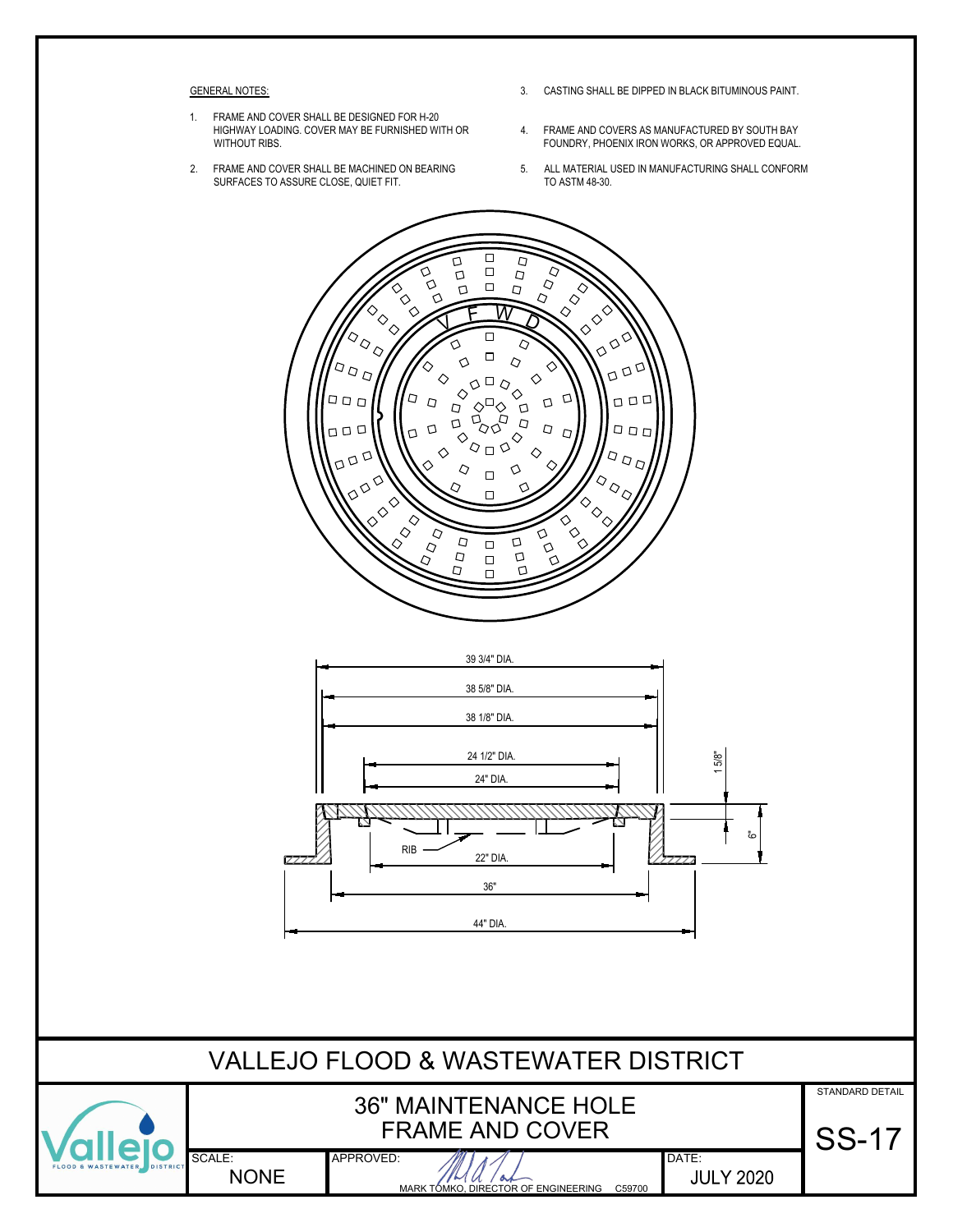GENERAL NOTES:

1. FRAME AND COVER SHALL BE DESIGNED FOR H-20 HIGHWAY LOADING. COVER MAY BE FURNISHED WITH OR WITHOUT RIBS.
2. FRAME AND COVER SHALL BE MACHINED ON BEARING SURFACES TO ASSURE CLOSE, QUIET FIT.
3. CASTING SHALL BE DIPPED IN BLACK BITUMINOUS PAINT.
4. FRAME AND COVERS AS MANUFACTURED BY SOUTH BAY FOUNDRY, PHOENIX IRON WORKS, OR APPROVED EQUAL.
5. ALL MATERIAL USED IN MANUFACTURING SHALL CONFORM TO ASTM 48-30.

V F W D

39 3/4" DIA.
38 5/8" DIA.
38 1/8" DIA.
24 1/2" DIA.
24" DIA.
1 5/8"
6"
RIB
22" DIA.
36"
44" DIA.

# VALLEJO FLOOD & WASTEWATER DISTRICT

## 36" MAINTENANCE HOLE FRAME AND COVER

Vallejo FLOOD & WASTEWATER DISTRICT

SCALE: NONE

APPROVED: MARK TOMKO, DIRECTOR OF ENGINEERING C59700

DATE: JULY 2020

STANDARD DETAIL SS-17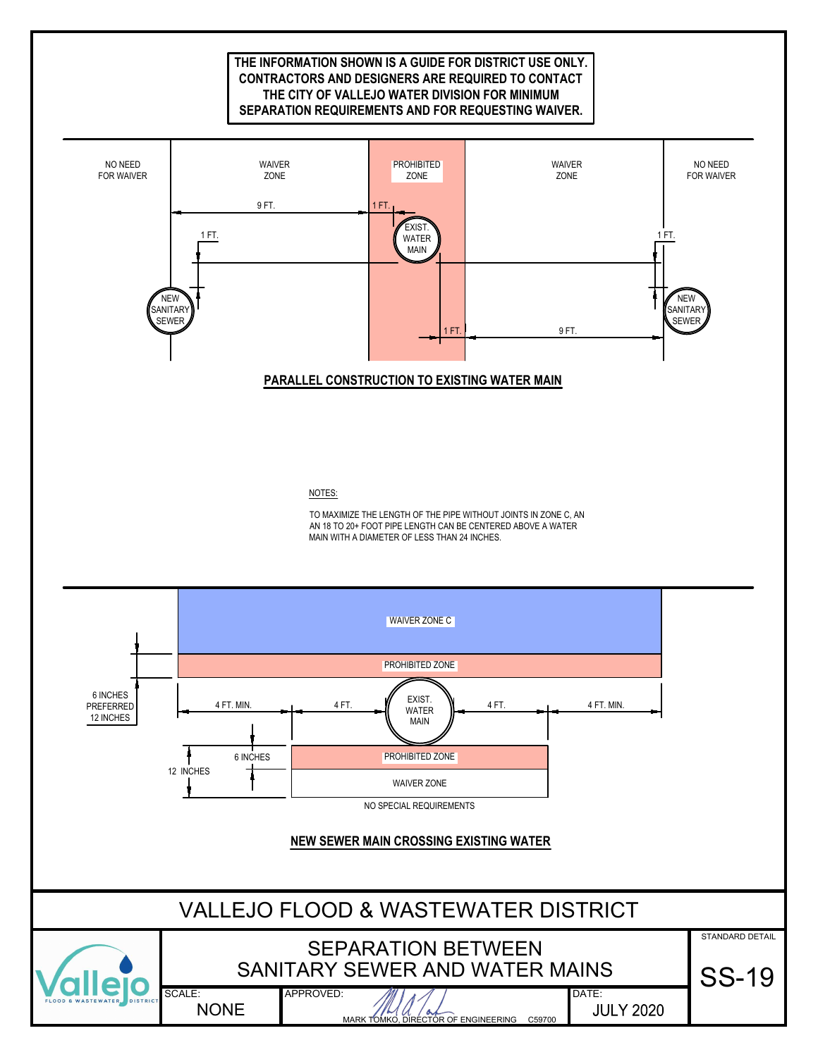**THE INFORMATION SHOWN IS A GUIDE FOR DISTRICT USE ONLY. CONTRACTORS AND DESIGNERS ARE REQUIRED TO CONTACT THE CITY OF VALLEJO WATER DIVISION FOR MINIMUM SEPARATION REQUIREMENTS AND FOR REQUESTING WAIVER.**

NO NEED FOR WAIVER

WAIVER ZONE

PROHIBITED ZONE

WAIVER ZONE

NO NEED FOR WAIVER

9 FT.

1 FT.

1 FT.

EXIST. WATER MAIN

1 FT.

NEW SANITARY SEWER

NEW SANITARY SEWER

1 FT.

9 FT.

**PARALLEL CONSTRUCTION TO EXISTING WATER MAIN**

NOTES:

TO MAXIMIZE THE LENGTH OF THE PIPE WITHOUT JOINTS IN ZONE C, AN 18 TO 20+ FOOT PIPE LENGTH CAN BE CENTERED ABOVE A WATER MAIN WITH A DIAMETER OF LESS THAN 24 INCHES.

WAIVER ZONE C

PROHIBITED ZONE

6 INCHES PREFERRED 12 INCHES

4 FT. MIN.

4 FT.

EXIST. WATER MAIN

4 FT.

4 FT. MIN.

6 INCHES

12 INCHES

PROHIBITED ZONE

WAIVER ZONE

NO SPECIAL REQUIREMENTS

**NEW SEWER MAIN CROSSING EXISTING WATER**

# VALLEJO FLOOD & WASTEWATER DISTRICT

## SEPARATION BETWEEN SANITARY SEWER AND WATER MAINS

STANDARD DETAIL SS-19

SCALE: NONE

APPROVED: MARK TOMKO, DIRECTOR OF ENGINEERING C59700

DATE: JULY 2020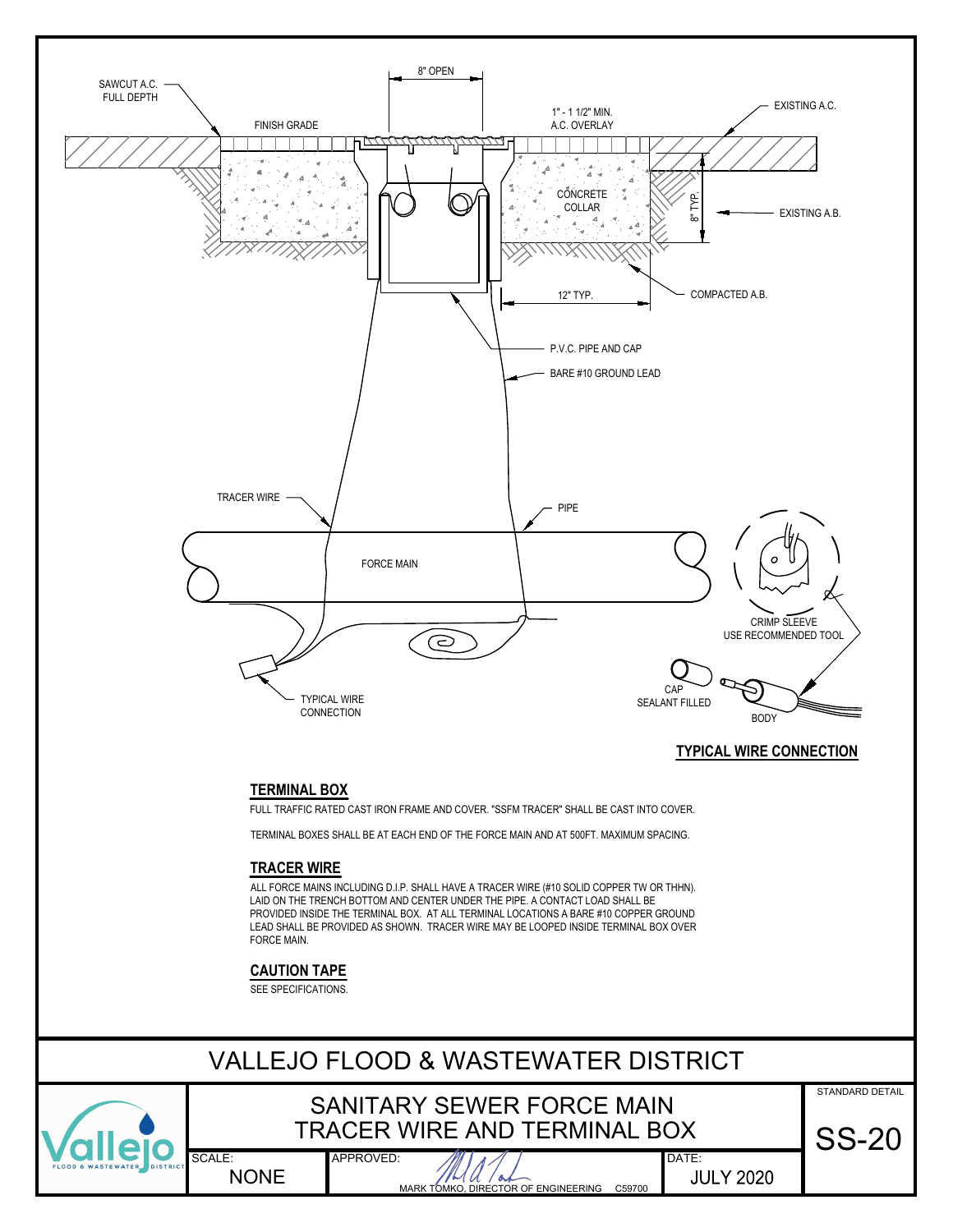SAWCUT A.C. FULL DEPTH

8" OPEN

FINISH GRADE

1" - 1 1/2" MIN. A.C. OVERLAY

EXISTING A.C.

CONCRETE COLLAR

8" TYP.

EXISTING A.B.

12" TYP.

COMPACTED A.B.

P.V.C. PIPE AND CAP

BARE #10 GROUND LEAD

TRACER WIRE

PIPE

FORCE MAIN

CRIMP SLEEVE USE RECOMMENDED TOOL

TYPICAL WIRE CONNECTION

CAP SEALANT FILLED

BODY

**TYPICAL WIRE CONNECTION**

## TERMINAL BOX

FULL TRAFFIC RATED CAST IRON FRAME AND COVER. "SSFM TRACER" SHALL BE CAST INTO COVER.

TERMINAL BOXES SHALL BE AT EACH END OF THE FORCE MAIN AND AT 500FT. MAXIMUM SPACING.

## TRACER WIRE

ALL FORCE MAINS INCLUDING D.I.P. SHALL HAVE A TRACER WIRE (#10 SOLID COPPER TW OR THHN). LAID ON THE TRENCH BOTTOM AND CENTER UNDER THE PIPE. A CONTACT LOAD SHALL BE PROVIDED INSIDE THE TERMINAL BOX. AT ALL TERMINAL LOCATIONS A BARE #10 COPPER GROUND LEAD SHALL BE PROVIDED AS SHOWN. TRACER WIRE MAY BE LOOPED INSIDE TERMINAL BOX OVER FORCE MAIN.

## CAUTION TAPE

SEE SPECIFICATIONS.

# VALLEJO FLOOD & WASTEWATER DISTRICT

## SANITARY SEWER FORCE MAIN TRACER WIRE AND TERMINAL BOX

Vallejo FLOOD & WASTEWATER DISTRICT

STANDARD DETAIL: SS-20

SCALE: NONE

APPROVED: MARK TOMKO, DIRECTOR OF ENGINEERING C59700

DATE: JULY 2020